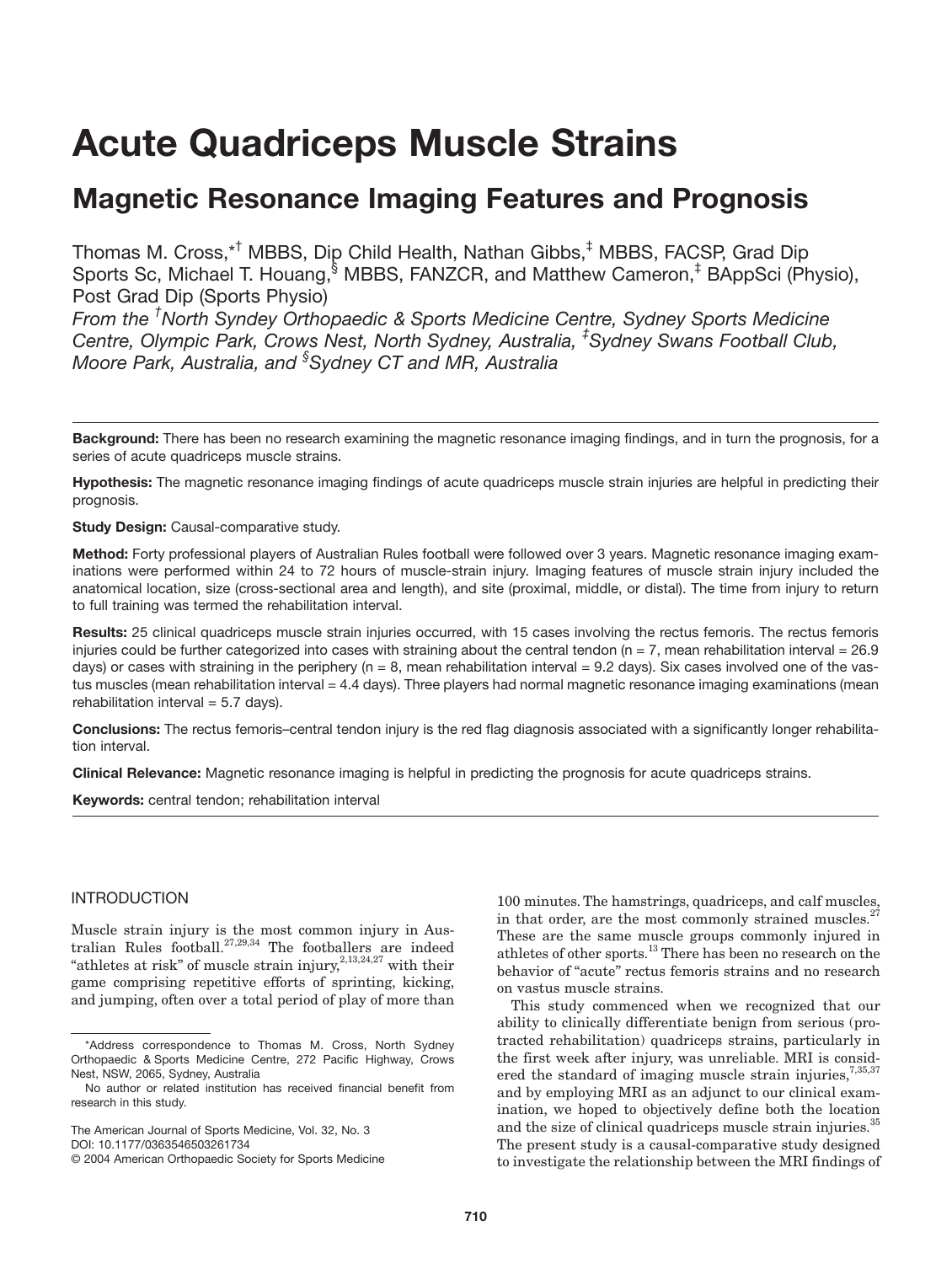# Acute Quadriceps Muscle Strains

## Magnetic Resonance Imaging Features and Prognosis

Thomas M. Cross,*[†] MBBS, Dip Child Health, Nathan Gibbs,[‡] MBBS, FACSP, Grad Dip Sports Sc, Michael T. Houang,[§] MBBS, FANZCR, and Matthew Cameron,[‡] BAppSci (Physio), Post Grad Dip (Sports Physio)

*From the [†]North Syndey Orthopaedic & Sports Medicine Centre, Sydney Sports Medicine Centre, Olympic Park, Crows Nest, North Sydney, Australia, [‡]Sydney Swans Football Club, Moore Park, Australia, and [§]Sydney CT and MR, Australia*

**Background:** There has been no research examining the magnetic resonance imaging findings, and in turn the prognosis, for a series of acute quadriceps muscle strains.

**Hypothesis:** The magnetic resonance imaging findings of acute quadriceps muscle strain injuries are helpful in predicting their prognosis.

**Study Design:** Causal-comparative study.

**Method:** Forty professional players of Australian Rules football were followed over 3 years. Magnetic resonance imaging examinations were performed within 24 to 72 hours of muscle-strain injury. Imaging features of muscle strain injury included the anatomical location, size (cross-sectional area and length), and site (proximal, middle, or distal). The time from injury to return to full training was termed the rehabilitation interval.

**Results:** 25 clinical quadriceps muscle strain injuries occurred, with 15 cases involving the rectus femoris. The rectus femoris injuries could be further categorized into cases with straining about the central tendon (n = 7, mean rehabilitation interval = 26.9 days) or cases with straining in the periphery (n = 8, mean rehabilitation interval = 9.2 days). Six cases involved one of the vastus muscles (mean rehabilitation interval = 4.4 days). Three players had normal magnetic resonance imaging examinations (mean rehabilitation interval = 5.7 days).

**Conclusions:** The rectus femoris–central tendon injury is the red flag diagnosis associated with a significantly longer rehabilitation interval.

**Clinical Relevance:** Magnetic resonance imaging is helpful in predicting the prognosis for acute quadriceps strains.

**Keywords:** central tendon; rehabilitation interval

## INTRODUCTION

Muscle strain injury is the most common injury in Australian Rules football.[27,29,34] The footballers are indeed "athletes at risk" of muscle strain injury,[2,13,24,27] with their game comprising repetitive efforts of sprinting, kicking, and jumping, often over a total period of play of more than 100 minutes. The hamstrings, quadriceps, and calf muscles, in that order, are the most commonly strained muscles.[27] These are the same muscle groups commonly injured in athletes of other sports.[13] There has been no research on the behavior of "acute" rectus femoris strains and no research on vastus muscle strains.

This study commenced when we recognized that our ability to clinically differentiate benign from serious (protracted rehabilitation) quadriceps strains, particularly in the first week after injury, was unreliable. MRI is considered the standard of imaging muscle strain injuries,[7,35,37] and by employing MRI as an adjunct to our clinical examination, we hoped to objectively define both the location and the size of clinical quadriceps muscle strain injuries.[35] The present study is a causal-comparative study designed to investigate the relationship between the MRI findings of

*Address correspondence to Thomas M. Cross, North Sydney Orthopaedic & Sports Medicine Centre, 272 Pacific Highway, Crows Nest, NSW, 2065, Sydney, Australia

No author or related institution has received financial benefit from research in this study.

The American Journal of Sports Medicine, Vol. 32, No. 3
DOI: 10.1177/0363546503261734
© 2004 American Orthopaedic Society for Sports Medicine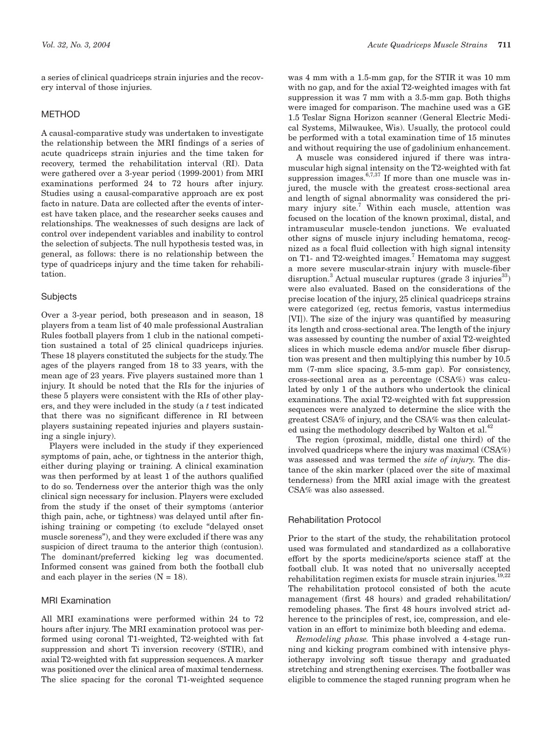a series of clinical quadriceps strain injuries and the recovery interval of those injuries.

## METHOD

A causal-comparative study was undertaken to investigate the relationship between the MRI findings of a series of acute quadriceps strain injuries and the time taken for recovery, termed the rehabilitation interval (RI). Data were gathered over a 3-year period (1999-2001) from MRI examinations performed 24 to 72 hours after injury. Studies using a causal-comparative approach are ex post facto in nature. Data are collected after the events of interest have taken place, and the researcher seeks causes and relationships. The weaknesses of such designs are lack of control over independent variables and inability to control the selection of subjects. The null hypothesis tested was, in general, as follows: there is no relationship between the type of quadriceps injury and the time taken for rehabilitation.

### Subjects

Over a 3-year period, both preseason and in season, 18 players from a team list of 40 male professional Australian Rules football players from 1 club in the national competition sustained a total of 25 clinical quadriceps injuries. These 18 players constituted the subjects for the study. The ages of the players ranged from 18 to 33 years, with the mean age of 23 years. Five players sustained more than 1 injury. It should be noted that the RIs for the injuries of these 5 players were consistent with the RIs of other players, and they were included in the study (a *t* test indicated that there was no significant difference in RI between players sustaining repeated injuries and players sustaining a single injury).

Players were included in the study if they experienced symptoms of pain, ache, or tightness in the anterior thigh, either during playing or training. A clinical examination was then performed by at least 1 of the authors qualified to do so. Tenderness over the anterior thigh was the only clinical sign necessary for inclusion. Players were excluded from the study if the onset of their symptoms (anterior thigh pain, ache, or tightness) was delayed until after finishing training or competing (to exclude "delayed onset muscle soreness"), and they were excluded if there was any suspicion of direct trauma to the anterior thigh (contusion). The dominant/preferred kicking leg was documented. Informed consent was gained from both the football club and each player in the series (N = 18).

### MRI Examination

All MRI examinations were performed within 24 to 72 hours after injury. The MRI examination protocol was performed using coronal T1-weighted, T2-weighted with fat suppression and short Ti inversion recovery (STIR), and axial T2-weighted with fat suppression sequences. A marker was positioned over the clinical area of maximal tenderness. The slice spacing for the coronal T1-weighted sequence was 4 mm with a 1.5-mm gap, for the STIR it was 10 mm with no gap, and for the axial T2-weighted images with fat suppression it was 7 mm with a 3.5-mm gap. Both thighs were imaged for comparison. The machine used was a GE 1.5 Teslar Signa Horizon scanner (General Electric Medical Systems, Milwaukee, Wis). Usually, the protocol could be performed with a total examination time of 15 minutes and without requiring the use of gadolinium enhancement.

A muscle was considered injured if there was intramuscular high signal intensity on the T2-weighted with fat suppression images.[6,7,37] If more than one muscle was injured, the muscle with the greatest cross-sectional area and length of signal abnormality was considered the primary injury site.[7] Within each muscle, attention was focused on the location of the known proximal, distal, and intramuscular muscle-tendon junctions. We evaluated other signs of muscle injury including hematoma, recognized as a focal fluid collection with high signal intensity on T1- and T2-weighted images.[7] Hematoma may suggest a more severe muscular-strain injury with muscle-fiber disruption.[3] Actual muscular ruptures (grade 3 injuries[33]) were also evaluated. Based on the considerations of the precise location of the injury, 25 clinical quadriceps strains were categorized (eg, rectus femoris, vastus intermedius [VI]). The size of the injury was quantified by measuring its length and cross-sectional area. The length of the injury was assessed by counting the number of axial T2-weighted slices in which muscle edema and/or muscle fiber disruption was present and then multiplying this number by 10.5 mm (7-mm slice spacing, 3.5-mm gap). For consistency, cross-sectional area as a percentage (CSA%) was calculated by only 1 of the authors who undertook the clinical examinations. The axial T2-weighted with fat suppression sequences were analyzed to determine the slice with the greatest CSA% of injury, and the CSA% was then calculated using the methodology described by Walton et al.[42]

The region (proximal, middle, distal one third) of the involved quadriceps where the injury was maximal (CSA%) was assessed and was termed the *site of injury.* The distance of the skin marker (placed over the site of maximal tenderness) from the MRI axial image with the greatest CSA% was also assessed.

### Rehabilitation Protocol

Prior to the start of the study, the rehabilitation protocol used was formulated and standardized as a collaborative effort by the sports medicine/sports science staff at the football club. It was noted that no universally accepted rehabilitation regimen exists for muscle strain injuries.[19,22] The rehabilitation protocol consisted of both the acute management (first 48 hours) and graded rehabilitation/remodeling phases. The first 48 hours involved strict adherence to the principles of rest, ice, compression, and elevation in an effort to minimize both bleeding and edema.

*Remodeling phase.* This phase involved a 4-stage running and kicking program combined with intensive physiotherapy involving soft tissue therapy and graduated stretching and strengthening exercises. The footballer was eligible to commence the staged running program when he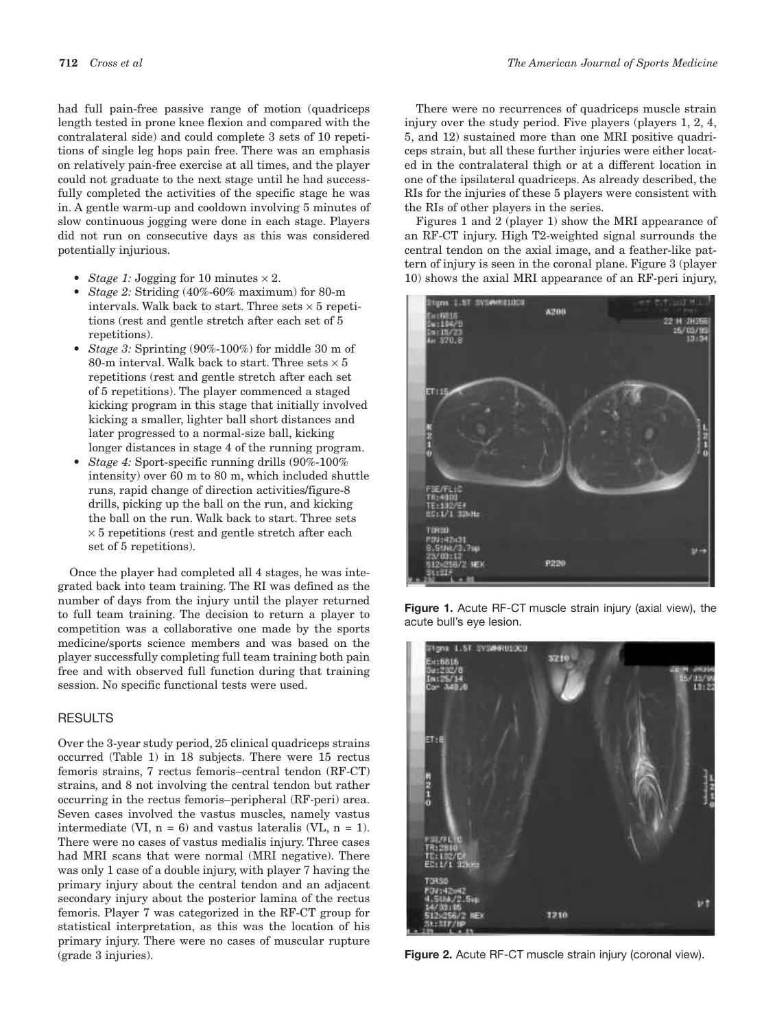had full pain-free passive range of motion (quadriceps length tested in prone knee flexion and compared with the contralateral side) and could complete 3 sets of 10 repetitions of single leg hops pain free. There was an emphasis on relatively pain-free exercise at all times, and the player could not graduate to the next stage until he had successfully completed the activities of the specific stage he was in. A gentle warm-up and cooldown involving 5 minutes of slow continuous jogging were done in each stage. Players did not run on consecutive days as this was considered potentially injurious.

- *Stage 1:* Jogging for 10 minutes × 2.
- *Stage 2:* Striding (40%-60% maximum) for 80-m intervals. Walk back to start. Three sets × 5 repetitions (rest and gentle stretch after each set of 5 repetitions).
- *Stage 3:* Sprinting (90%-100%) for middle 30 m of 80-m interval. Walk back to start. Three sets × 5 repetitions (rest and gentle stretch after each set of 5 repetitions). The player commenced a staged kicking program in this stage that initially involved kicking a smaller, lighter ball short distances and later progressed to a normal-size ball, kicking longer distances in stage 4 of the running program.
- *Stage 4:* Sport-specific running drills (90%-100% intensity) over 60 m to 80 m, which included shuttle runs, rapid change of direction activities/figure-8 drills, picking up the ball on the run, and kicking the ball on the run. Walk back to start. Three sets × 5 repetitions (rest and gentle stretch after each set of 5 repetitions).

Once the player had completed all 4 stages, he was integrated back into team training. The RI was defined as the number of days from the injury until the player returned to full team training. The decision to return a player to competition was a collaborative one made by the sports medicine/sports science members and was based on the player successfully completing full team training both pain free and with observed full function during that training session. No specific functional tests were used.

## RESULTS

Over the 3-year study period, 25 clinical quadriceps strains occurred (Table 1) in 18 subjects. There were 15 rectus femoris strains, 7 rectus femoris–central tendon (RF-CT) strains, and 8 not involving the central tendon but rather occurring in the rectus femoris–peripheral (RF-peri) area. Seven cases involved the vastus muscles, namely vastus intermediate (VI, n = 6) and vastus lateralis (VL, n = 1). There were no cases of vastus medialis injury. Three cases had MRI scans that were normal (MRI negative). There was only 1 case of a double injury, with player 7 having the primary injury about the central tendon and an adjacent secondary injury about the posterior lamina of the rectus femoris. Player 7 was categorized in the RF-CT group for statistical interpretation, as this was the location of his primary injury. There were no cases of muscular rupture (grade 3 injuries).

There were no recurrences of quadriceps muscle strain injury over the study period. Five players (players 1, 2, 4, 5, and 12) sustained more than one MRI positive quadriceps strain, but all these further injuries were either located in the contralateral thigh or at a different location in one of the ipsilateral quadriceps. As already described, the RIs for the injuries of these 5 players were consistent with the RIs of other players in the series.

Figures 1 and 2 (player 1) show the MRI appearance of an RF-CT injury. High T2-weighted signal surrounds the central tendon on the axial image, and a feather-like pattern of injury is seen in the coronal plane. Figure 3 (player 10) shows the axial MRI appearance of an RF-peri injury,

**Figure 1.** Acute RF-CT muscle strain injury (axial view), the acute bull's eye lesion.

**Figure 2.** Acute RF-CT muscle strain injury (coronal view).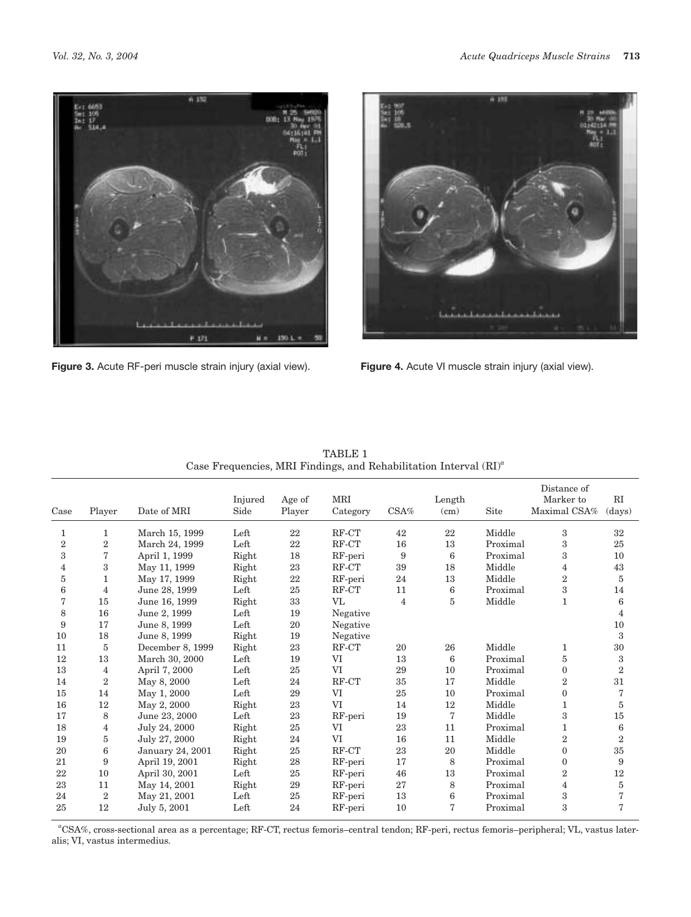Figure 3. Acute RF-peri muscle strain injury (axial view).

Figure 4. Acute VI muscle strain injury (axial view).

TABLE 1
Case Frequencies, MRI Findings, and Rehabilitation Interval (RI)[a]

| Case | Player | Date of MRI | Injured Side | Age of Player | MRI Category | CSA% | Length (cm) | Site | Distance of Marker to Maximal CSA% | RI (days) |
|---|---|---|---|---|---|---|---|---|---|---|
| 1 | 1 | March 15, 1999 | Left | 22 | RF-CT | 42 | 22 | Middle | 3 | 32 |
| 2 | 2 | March 24, 1999 | Left | 22 | RF-CT | 16 | 13 | Proximal | 3 | 25 |
| 3 | 7 | April 1, 1999 | Right | 18 | RF-peri | 9 | 6 | Proximal | 3 | 10 |
| 4 | 3 | May 11, 1999 | Right | 23 | RF-CT | 39 | 18 | Middle | 4 | 43 |
| 5 | 1 | May 17, 1999 | Right | 22 | RF-peri | 24 | 13 | Middle | 2 | 5 |
| 6 | 4 | June 28, 1999 | Left | 25 | RF-CT | 11 | 6 | Proximal | 3 | 14 |
| 7 | 15 | June 16, 1999 | Right | 33 | VL | 4 | 5 | Middle | 1 | 6 |
| 8 | 16 | June 2, 1999 | Left | 19 | Negative | | | | | 4 |
| 9 | 17 | June 8, 1999 | Left | 20 | Negative | | | | | 10 |
| 10 | 18 | June 8, 1999 | Right | 19 | Negative | | | | | 3 |
| 11 | 5 | December 8, 1999 | Right | 23 | RF-CT | 20 | 26 | Middle | 1 | 30 |
| 12 | 13 | March 30, 2000 | Left | 19 | VI | 13 | 6 | Proximal | 5 | 3 |
| 13 | 4 | April 7, 2000 | Left | 25 | VI | 29 | 10 | Proximal | 0 | 2 |
| 14 | 2 | May 8, 2000 | Left | 24 | RF-CT | 35 | 17 | Middle | 2 | 31 |
| 15 | 14 | May 1, 2000 | Left | 29 | VI | 25 | 10 | Proximal | 0 | 7 |
| 16 | 12 | May 2, 2000 | Right | 23 | VI | 14 | 12 | Middle | 1 | 5 |
| 17 | 8 | June 23, 2000 | Left | 23 | RF-peri | 19 | 7 | Middle | 3 | 15 |
| 18 | 4 | July 24, 2000 | Right | 25 | VI | 23 | 11 | Proximal | 1 | 6 |
| 19 | 5 | July 27, 2000 | Right | 24 | VI | 16 | 11 | Middle | 2 | 2 |
| 20 | 6 | January 24, 2001 | Right | 25 | RF-CT | 23 | 20 | Middle | 0 | 35 |
| 21 | 9 | April 19, 2001 | Right | 28 | RF-peri | 17 | 8 | Proximal | 0 | 9 |
| 22 | 10 | April 30, 2001 | Left | 25 | RF-peri | 46 | 13 | Proximal | 2 | 12 |
| 23 | 11 | May 14, 2001 | Right | 29 | RF-peri | 27 | 8 | Proximal | 4 | 5 |
| 24 | 2 | May 21, 2001 | Left | 25 | RF-peri | 13 | 6 | Proximal | 3 | 7 |
| 25 | 12 | July 5, 2001 | Left | 24 | RF-peri | 10 | 7 | Proximal | 3 | 7 |

[a]CSA%, cross-sectional area as a percentage; RF-CT, rectus femoris–central tendon; RF-peri, rectus femoris–peripheral; VL, vastus lateralis; VI, vastus intermedius.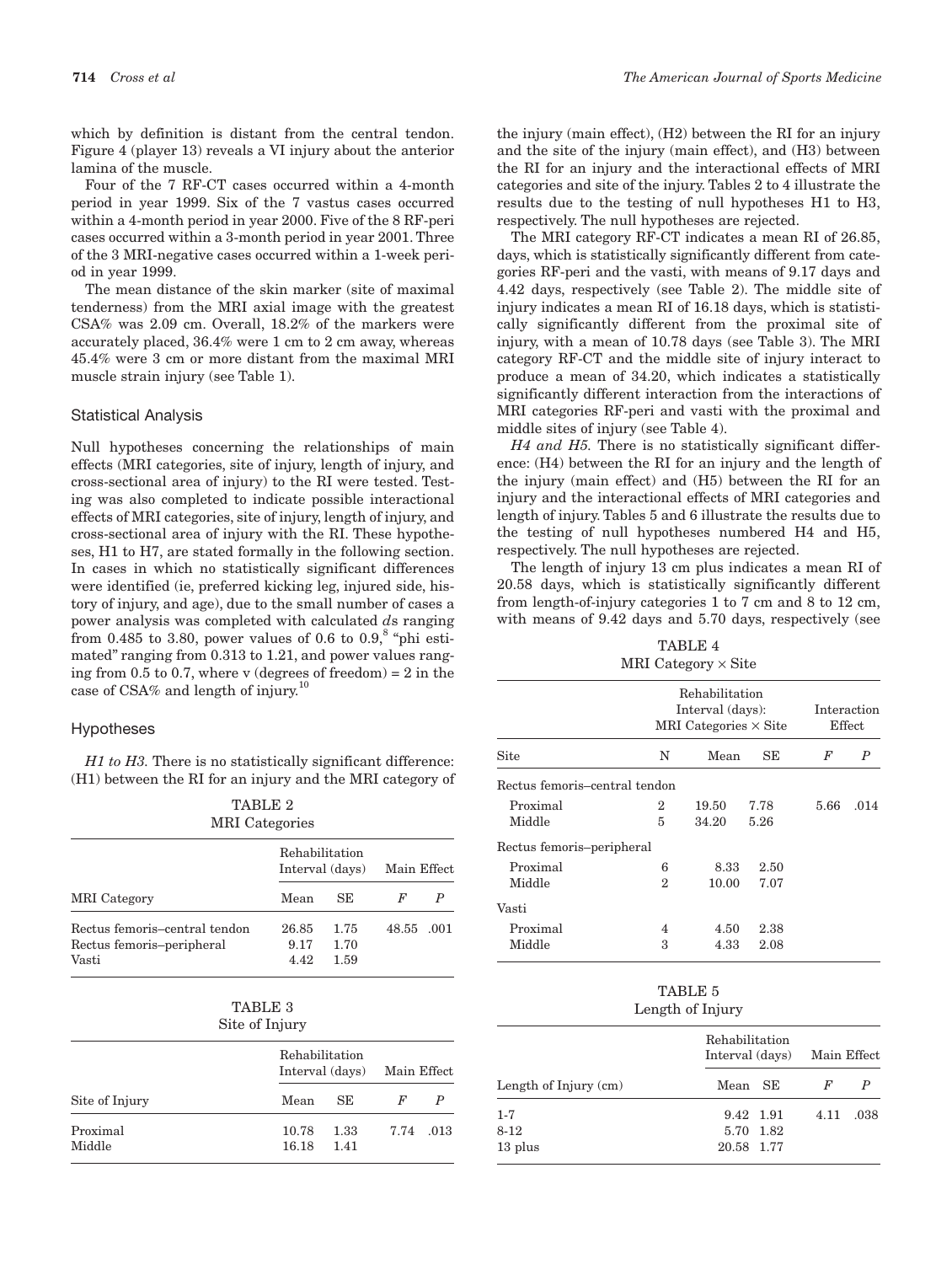which by definition is distant from the central tendon. Figure 4 (player 13) reveals a VI injury about the anterior lamina of the muscle.

Four of the 7 RF-CT cases occurred within a 4-month period in year 1999. Six of the 7 vastus cases occurred within a 4-month period in year 2000. Five of the 8 RF-peri cases occurred within a 3-month period in year 2001. Three of the 3 MRI-negative cases occurred within a 1-week period in year 1999.

The mean distance of the skin marker (site of maximal tenderness) from the MRI axial image with the greatest CSA% was 2.09 cm. Overall, 18.2% of the markers were accurately placed, 36.4% were 1 cm to 2 cm away, whereas 45.4% were 3 cm or more distant from the maximal MRI muscle strain injury (see Table 1).

### Statistical Analysis

Null hypotheses concerning the relationships of main effects (MRI categories, site of injury, length of injury, and cross-sectional area of injury) to the RI were tested. Testing was also completed to indicate possible interactional effects of MRI categories, site of injury, length of injury, and cross-sectional area of injury with the RI. These hypotheses, H1 to H7, are stated formally in the following section. In cases in which no statistically significant differences were identified (ie, preferred kicking leg, injured side, history of injury, and age), due to the small number of cases a power analysis was completed with calculated *d*s ranging from 0.485 to 3.80, power values of 0.6 to 0.9,[8] "phi estimated" ranging from 0.313 to 1.21, and power values ranging from 0.5 to 0.7, where v (degrees of freedom) = 2 in the case of CSA% and length of injury.[10]

### Hypotheses

*H1 to H3.* There is no statistically significant difference: (H1) between the RI for an injury and the MRI category of the injury (main effect), (H2) between the RI for an injury and the site of the injury (main effect), and (H3) between the RI for an injury and the interactional effects of MRI categories and site of the injury. Tables 2 to 4 illustrate the results due to the testing of null hypotheses H1 to H3, respectively. The null hypotheses are rejected.

The MRI category RF-CT indicates a mean RI of 26.85, days, which is statistically significantly different from categories RF-peri and the vasti, with means of 9.17 days and 4.42 days, respectively (see Table 2). The middle site of injury indicates a mean RI of 16.18 days, which is statistically significantly different from the proximal site of injury, with a mean of 10.78 days (see Table 3). The MRI category RF-CT and the middle site of injury interact to produce a mean of 34.20, which indicates a statistically significantly different interaction from the interactions of MRI categories RF-peri and vasti with the proximal and middle sites of injury (see Table 4).

*H4 and H5.* There is no statistically significant difference: (H4) between the RI for an injury and the length of the injury (main effect) and (H5) between the RI for an injury and the interactional effects of MRI categories and length of injury. Tables 5 and 6 illustrate the results due to the testing of null hypotheses numbered H4 and H5, respectively. The null hypotheses are rejected.

The length of injury 13 cm plus indicates a mean RI of 20.58 days, which is statistically significantly different from length-of-injury categories 1 to 7 cm and 8 to 12 cm, with means of 9.42 days and 5.70 days, respectively (see

TABLE 2
MRI Categories

| | Rehabilitation Interval (days) | | Main Effect | |
|---|---|---|---|---|
| MRI Category | Mean | SE | *F* | *P* |
| Rectus femoris–central tendon | 26.85 | 1.75 | 48.55 | .001 |
| Rectus femoris–peripheral | 9.17 | 1.70 | | |
| Vasti | 4.42 | 1.59 | | |

TABLE 3
Site of Injury

| | Rehabilitation Interval (days) | | Main Effect | |
|---|---|---|---|---|
| Site of Injury | Mean | SE | *F* | *P* |
| Proximal | 10.78 | 1.33 | 7.74 | .013 |
| Middle | 16.18 | 1.41 | | |

TABLE 4
MRI Category × Site

| | Rehabilitation Interval (days): MRI Categories × Site | | | Interaction Effect | |
|---|---|---|---|---|---|
| Site | N | Mean | SE | *F* | *P* |
| Rectus femoris–central tendon | | | | | |
| Proximal | 2 | 19.50 | 7.78 | 5.66 | .014 |
| Middle | 5 | 34.20 | 5.26 | | |
| Rectus femoris–peripheral | | | | | |
| Proximal | 6 | 8.33 | 2.50 | | |
| Middle | 2 | 10.00 | 7.07 | | |
| Vasti | | | | | |
| Proximal | 4 | 4.50 | 2.38 | | |
| Middle | 3 | 4.33 | 2.08 | | |

TABLE 5
Length of Injury

| | Rehabilitation Interval (days) | | Main Effect | |
|---|---|---|---|---|
| Length of Injury (cm) | Mean | SE | *F* | *P* |
| 1-7 | 9.42 | 1.91 | 4.11 | .038 |
| 8-12 | 5.70 | 1.82 | | |
| 13 plus | 20.58 | 1.77 | | |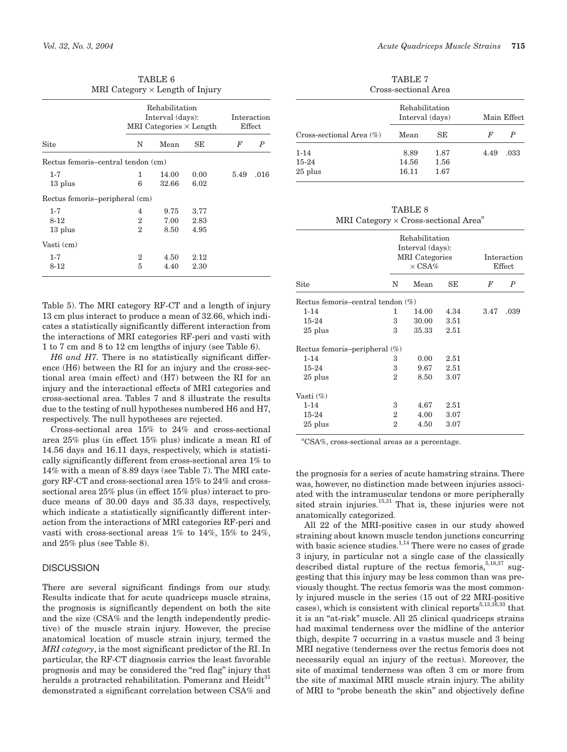TABLE 6
MRI Category × Length of Injury

| Site | Rehabilitation Interval (days): MRI Categories × Length | | | Interaction Effect | |
|---|---|---|---|---|---|
| | N | Mean | SE | $F$ | $P$ |
| Rectus femoris–central tendon (cm) | | | | | |
| 1-7 | 1 | 14.00 | 0.00 | 5.49 | .016 |
| 13 plus | 6 | 32.66 | 6.02 | | |
| Rectus femoris–peripheral (cm) | | | | | |
| 1-7 | 4 | 9.75 | 3.77 | | |
| 8-12 | 2 | 7.00 | 2.83 | | |
| 13 plus | 2 | 8.50 | 4.95 | | |
| Vasti (cm) | | | | | |
| 1-7 | 2 | 4.50 | 2.12 | | |
| 8-12 | 5 | 4.40 | 2.30 | | |

Table 5). The MRI category RF-CT and a length of injury 13 cm plus interact to produce a mean of 32.66, which indicates a statistically significantly different interaction from the interactions of MRI categories RF-peri and vasti with 1 to 7 cm and 8 to 12 cm lengths of injury (see Table 6).

*H6 and H7.* There is no statistically significant difference (H6) between the RI for an injury and the cross-sectional area (main effect) and (H7) between the RI for an injury and the interactional effects of MRI categories and cross-sectional area. Tables 7 and 8 illustrate the results due to the testing of null hypotheses numbered H6 and H7, respectively. The null hypotheses are rejected.

Cross-sectional area 15% to 24% and cross-sectional area 25% plus (in effect 15% plus) indicate a mean RI of 14.56 days and 16.11 days, respectively, which is statistically significantly different from cross-sectional area 1% to 14% with a mean of 8.89 days (see Table 7). The MRI category RF-CT and cross-sectional area 15% to 24% and cross-sectional area 25% plus (in effect 15% plus) interact to produce means of 30.00 days and 35.33 days, respectively, which indicate a statistically significantly different interaction from the interactions of MRI categories RF-peri and vasti with cross-sectional areas 1% to 14%, 15% to 24%, and 25% plus (see Table 8).

## DISCUSSION

There are several significant findings from our study. Results indicate that for acute quadriceps muscle strains, the prognosis is significantly dependent on both the site and the size (CSA% and the length independently predictive) of the muscle strain injury. However, the precise anatomical location of muscle strain injury, termed the *MRI category*, is the most significant predictor of the RI. In particular, the RF-CT diagnosis carries the least favorable prognosis and may be considered the "red flag" injury that heralds a protracted rehabilitation. Pomeranz and Heidt[31] demonstrated a significant correlation between CSA% and the prognosis for a series of acute hamstring strains. There was, however, no distinction made between injuries associated with the intramuscular tendons or more peripherally sited strain injuries.[15,31] That is, these injuries were not anatomically categorized.

All 22 of the MRI-positive cases in our study showed straining about known muscle tendon junctions concurring with basic science studies.[1,14] There were no cases of grade 3 injury, in particular not a single case of the classically described distal rupture of the rectus femoris,[5,18,37] suggesting that this injury may be less common than was previously thought. The rectus femoris was the most commonly injured muscle in the series (15 out of 22 MRI-positive cases), which is consistent with clinical reports[5,13,16,33] that it is an "at-risk" muscle. All 25 clinical quadriceps strains had maximal tenderness over the midline of the anterior thigh, despite 7 occurring in a vastus muscle and 3 being MRI negative (tenderness over the rectus femoris does not necessarily equal an injury of the rectus). Moreover, the site of maximal tenderness was often 3 cm or more from the site of maximal MRI muscle strain injury. The ability of MRI to "probe beneath the skin" and objectively define

TABLE 7
Cross-sectional Area

| Cross-sectional Area (%) | Rehabilitation Interval (days) | | Main Effect | |
|---|---|---|---|---|
| | Mean | SE | $F$ | $P$ |
| 1-14 | 8.89 | 1.87 | 4.49 | .033 |
| 15-24 | 14.56 | 1.56 | | |
| 25 plus | 16.11 | 1.67 | | |

TABLE 8
MRI Category × Cross-sectional Area[a]

| Site | Rehabilitation Interval (days): MRI Categories × CSA% | | | Interaction Effect | |
|---|---|---|---|---|---|
| | N | Mean | SE | $F$ | $P$ |
| Rectus femoris–central tendon (%) | | | | | |
| 1-14 | 1 | 14.00 | 4.34 | 3.47 | .039 |
| 15-24 | 3 | 30.00 | 3.51 | | |
| 25 plus | 3 | 35.33 | 2.51 | | |
| Rectus femoris–peripheral (%) | | | | | |
| 1-14 | 3 | 0.00 | 2.51 | | |
| 15-24 | 3 | 9.67 | 2.51 | | |
| 25 plus | 2 | 8.50 | 3.07 | | |
| Vasti (%) | | | | | |
| 1-14 | 3 | 4.67 | 2.51 | | |
| 15-24 | 2 | 4.00 | 3.07 | | |
| 25 plus | 2 | 4.50 | 3.07 | | |

[a]CSA%, cross-sectional areas as a percentage.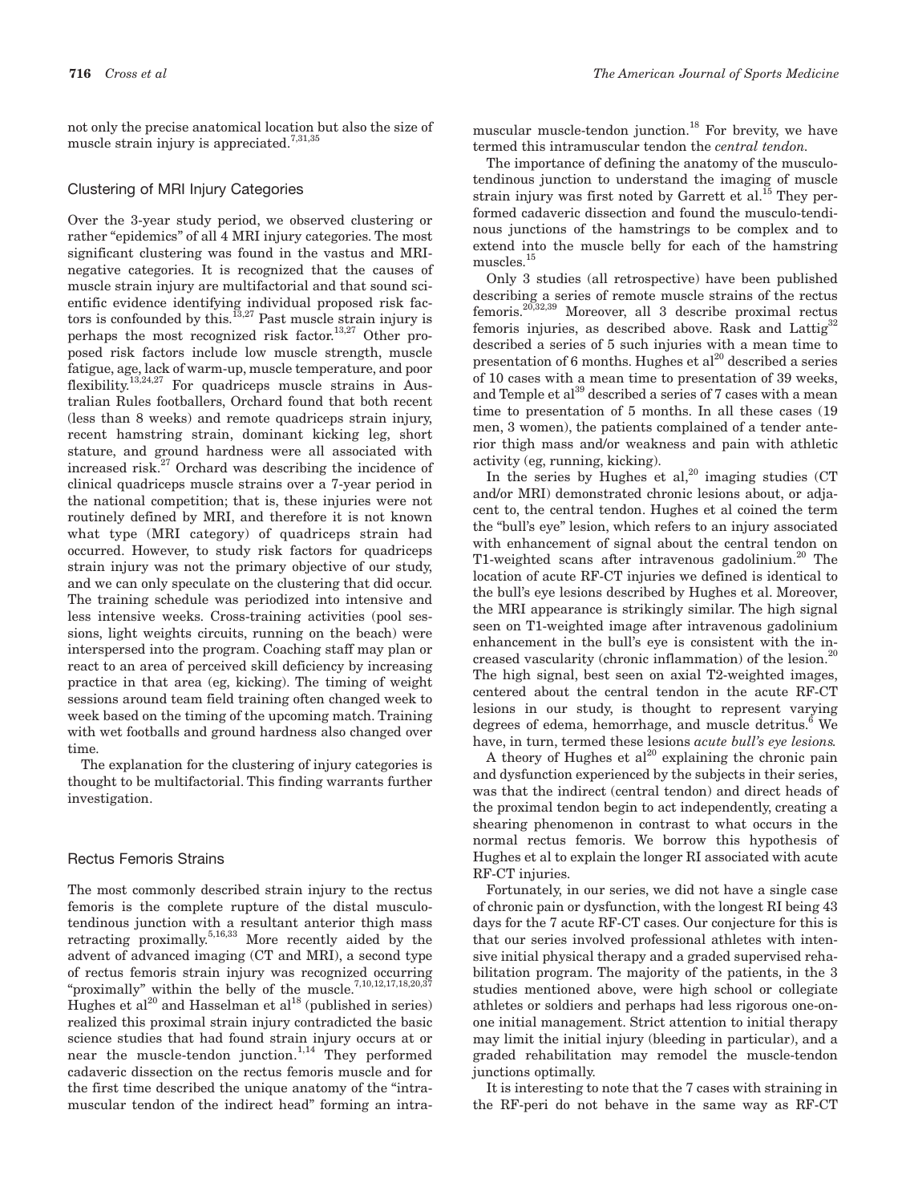not only the precise anatomical location but also the size of muscle strain injury is appreciated.[7,31,35]

### Clustering of MRI Injury Categories

Over the 3-year study period, we observed clustering or rather "epidemics" of all 4 MRI injury categories. The most significant clustering was found in the vastus and MRI-negative categories. It is recognized that the causes of muscle strain injury are multifactorial and that sound scientific evidence identifying individual proposed risk factors is confounded by this.[13,27] Past muscle strain injury is perhaps the most recognized risk factor.[13,27] Other proposed risk factors include low muscle strength, muscle fatigue, age, lack of warm-up, muscle temperature, and poor flexibility.[13,24,27] For quadriceps muscle strains in Australian Rules footballers, Orchard found that both recent (less than 8 weeks) and remote quadriceps strain injury, recent hamstring strain, dominant kicking leg, short stature, and ground hardness were all associated with increased risk.[27] Orchard was describing the incidence of clinical quadriceps muscle strains over a 7-year period in the national competition; that is, these injuries were not routinely defined by MRI, and therefore it is not known what type (MRI category) of quadriceps strain had occurred. However, to study risk factors for quadriceps strain injury was not the primary objective of our study, and we can only speculate on the clustering that did occur. The training schedule was periodized into intensive and less intensive weeks. Cross-training activities (pool sessions, light weights circuits, running on the beach) were interspersed into the program. Coaching staff may plan or react to an area of perceived skill deficiency by increasing practice in that area (eg, kicking). The timing of weight sessions around team field training often changed week to week based on the timing of the upcoming match. Training with wet footballs and ground hardness also changed over time.

The explanation for the clustering of injury categories is thought to be multifactorial. This finding warrants further investigation.

### Rectus Femoris Strains

The most commonly described strain injury to the rectus femoris is the complete rupture of the distal musculotendinous junction with a resultant anterior thigh mass retracting proximally.[5,16,33] More recently aided by the advent of advanced imaging (CT and MRI), a second type of rectus femoris strain injury was recognized occurring "proximally" within the belly of the muscle.[7,10,12,17,18,20,37] Hughes et al[20] and Hasselman et al[18] (published in series) realized this proximal strain injury contradicted the basic science studies that had found strain injury occurs at or near the muscle-tendon junction.[1,14] They performed cadaveric dissection on the rectus femoris muscle and for the first time described the unique anatomy of the "intramuscular tendon of the indirect head" forming an intramuscular muscle-tendon junction.[18] For brevity, we have termed this intramuscular tendon the *central tendon*.

The importance of defining the anatomy of the musculotendinous junction to understand the imaging of muscle strain injury was first noted by Garrett et al.[15] They performed cadaveric dissection and found the musculo-tendinous junctions of the hamstrings to be complex and to extend into the muscle belly for each of the hamstring muscles.[15]

Only 3 studies (all retrospective) have been published describing a series of remote muscle strains of the rectus femoris.[20,32,39] Moreover, all 3 describe proximal rectus femoris injuries, as described above. Rask and Lattig[32] described a series of 5 such injuries with a mean time to presentation of 6 months. Hughes et al[20] described a series of 10 cases with a mean time to presentation of 39 weeks, and Temple et al[39] described a series of 7 cases with a mean time to presentation of 5 months. In all these cases (19 men, 3 women), the patients complained of a tender anterior thigh mass and/or weakness and pain with athletic activity (eg, running, kicking).

In the series by Hughes et al,[20] imaging studies (CT and/or MRI) demonstrated chronic lesions about, or adjacent to, the central tendon. Hughes et al coined the term the "bull's eye" lesion, which refers to an injury associated with enhancement of signal about the central tendon on T1-weighted scans after intravenous gadolinium.[20] The location of acute RF-CT injuries we defined is identical to the bull's eye lesions described by Hughes et al. Moreover, the MRI appearance is strikingly similar. The high signal seen on T1-weighted image after intravenous gadolinium enhancement in the bull's eye is consistent with the increased vascularity (chronic inflammation) of the lesion.[20] The high signal, best seen on axial T2-weighted images, centered about the central tendon in the acute RF-CT lesions in our study, is thought to represent varying degrees of edema, hemorrhage, and muscle detritus.[6] We have, in turn, termed these lesions *acute bull's eye lesions.*

A theory of Hughes et al[20] explaining the chronic pain and dysfunction experienced by the subjects in their series, was that the indirect (central tendon) and direct heads of the proximal tendon begin to act independently, creating a shearing phenomenon in contrast to what occurs in the normal rectus femoris. We borrow this hypothesis of Hughes et al to explain the longer RI associated with acute RF-CT injuries.

Fortunately, in our series, we did not have a single case of chronic pain or dysfunction, with the longest RI being 43 days for the 7 acute RF-CT cases. Our conjecture for this is that our series involved professional athletes with intensive initial physical therapy and a graded supervised rehabilitation program. The majority of the patients, in the 3 studies mentioned above, were high school or collegiate athletes or soldiers and perhaps had less rigorous one-on-one initial management. Strict attention to initial therapy may limit the initial injury (bleeding in particular), and a graded rehabilitation may remodel the muscle-tendon junctions optimally.

It is interesting to note that the 7 cases with straining in the RF-peri do not behave in the same way as RF-CT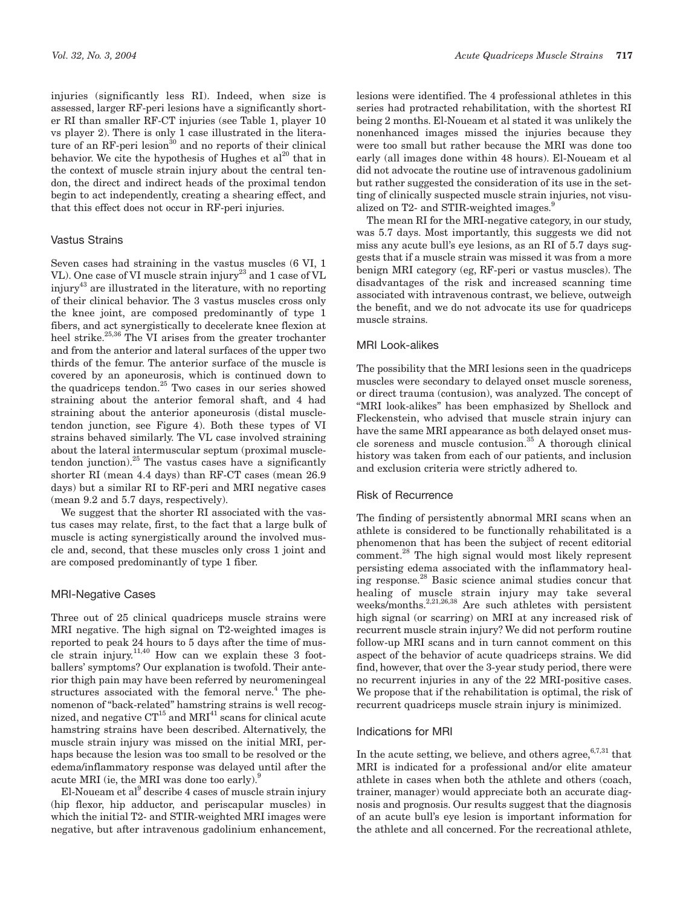injuries (significantly less RI). Indeed, when size is assessed, larger RF-peri lesions have a significantly shorter RI than smaller RF-CT injuries (see Table 1, player 10 vs player 2). There is only 1 case illustrated in the literature of an RF-peri lesion[30] and no reports of their clinical behavior. We cite the hypothesis of Hughes et al[20] that in the context of muscle strain injury about the central tendon, the direct and indirect heads of the proximal tendon begin to act independently, creating a shearing effect, and that this effect does not occur in RF-peri injuries.

### Vastus Strains

Seven cases had straining in the vastus muscles (6 VI, 1 VL). One case of VI muscle strain injury[23] and 1 case of VL injury[43] are illustrated in the literature, with no reporting of their clinical behavior. The 3 vastus muscles cross only the knee joint, are composed predominantly of type 1 fibers, and act synergistically to decelerate knee flexion at heel strike.[25,36] The VI arises from the greater trochanter and from the anterior and lateral surfaces of the upper two thirds of the femur. The anterior surface of the muscle is covered by an aponeurosis, which is continued down to the quadriceps tendon.[25] Two cases in our series showed straining about the anterior femoral shaft, and 4 had straining about the anterior aponeurosis (distal muscle-tendon junction, see Figure 4). Both these types of VI strains behaved similarly. The VL case involved straining about the lateral intermuscular septum (proximal muscle-tendon junction).[25] The vastus cases have a significantly shorter RI (mean 4.4 days) than RF-CT cases (mean 26.9 days) but a similar RI to RF-peri and MRI negative cases (mean 9.2 and 5.7 days, respectively).

We suggest that the shorter RI associated with the vastus cases may relate, first, to the fact that a large bulk of muscle is acting synergistically around the involved muscle and, second, that these muscles only cross 1 joint and are composed predominantly of type 1 fiber.

### MRI-Negative Cases

Three out of 25 clinical quadriceps muscle strains were MRI negative. The high signal on T2-weighted images is reported to peak 24 hours to 5 days after the time of muscle strain injury.[11,40] How can we explain these 3 footballers' symptoms? Our explanation is twofold. Their anterior thigh pain may have been referred by neuromeningeal structures associated with the femoral nerve.[4] The phenomenon of "back-related" hamstring strains is well recognized, and negative CT[15] and MRI[41] scans for clinical acute hamstring strains have been described. Alternatively, the muscle strain injury was missed on the initial MRI, perhaps because the lesion was too small to be resolved or the edema/inflammatory response was delayed until after the acute MRI (ie, the MRI was done too early).[9]

El-Noueam et al[9] describe 4 cases of muscle strain injury (hip flexor, hip adductor, and periscapular muscles) in which the initial T2- and STIR-weighted MRI images were negative, but after intravenous gadolinium enhancement, lesions were identified. The 4 professional athletes in this series had protracted rehabilitation, with the shortest RI being 2 months. El-Noueam et al stated it was unlikely the nonenhanced images missed the injuries because they were too small but rather because the MRI was done too early (all images done within 48 hours). El-Noueam et al did not advocate the routine use of intravenous gadolinium but rather suggested the consideration of its use in the setting of clinically suspected muscle strain injuries, not visualized on T2- and STIR-weighted images.[9]

The mean RI for the MRI-negative category, in our study, was 5.7 days. Most importantly, this suggests we did not miss any acute bull's eye lesions, as an RI of 5.7 days suggests that if a muscle strain was missed it was from a more benign MRI category (eg, RF-peri or vastus muscles). The disadvantages of the risk and increased scanning time associated with intravenous contrast, we believe, outweigh the benefit, and we do not advocate its use for quadriceps muscle strains.

### MRI Look-alikes

The possibility that the MRI lesions seen in the quadriceps muscles were secondary to delayed onset muscle soreness, or direct trauma (contusion), was analyzed. The concept of "MRI look-alikes" has been emphasized by Shellock and Fleckenstein, who advised that muscle strain injury can have the same MRI appearance as both delayed onset muscle soreness and muscle contusion.[35] A thorough clinical history was taken from each of our patients, and inclusion and exclusion criteria were strictly adhered to.

### Risk of Recurrence

The finding of persistently abnormal MRI scans when an athlete is considered to be functionally rehabilitated is a phenomenon that has been the subject of recent editorial comment.[28] The high signal would most likely represent persisting edema associated with the inflammatory healing response.[28] Basic science animal studies concur that healing of muscle strain injury may take several weeks/months.[2,21,26,38] Are such athletes with persistent high signal (or scarring) on MRI at any increased risk of recurrent muscle strain injury? We did not perform routine follow-up MRI scans and in turn cannot comment on this aspect of the behavior of acute quadriceps strains. We did find, however, that over the 3-year study period, there were no recurrent injuries in any of the 22 MRI-positive cases. We propose that if the rehabilitation is optimal, the risk of recurrent quadriceps muscle strain injury is minimized.

### Indications for MRI

In the acute setting, we believe, and others agree,[6,7,31] that MRI is indicated for a professional and/or elite amateur athlete in cases when both the athlete and others (coach, trainer, manager) would appreciate both an accurate diagnosis and prognosis. Our results suggest that the diagnosis of an acute bull's eye lesion is important information for the athlete and all concerned. For the recreational athlete,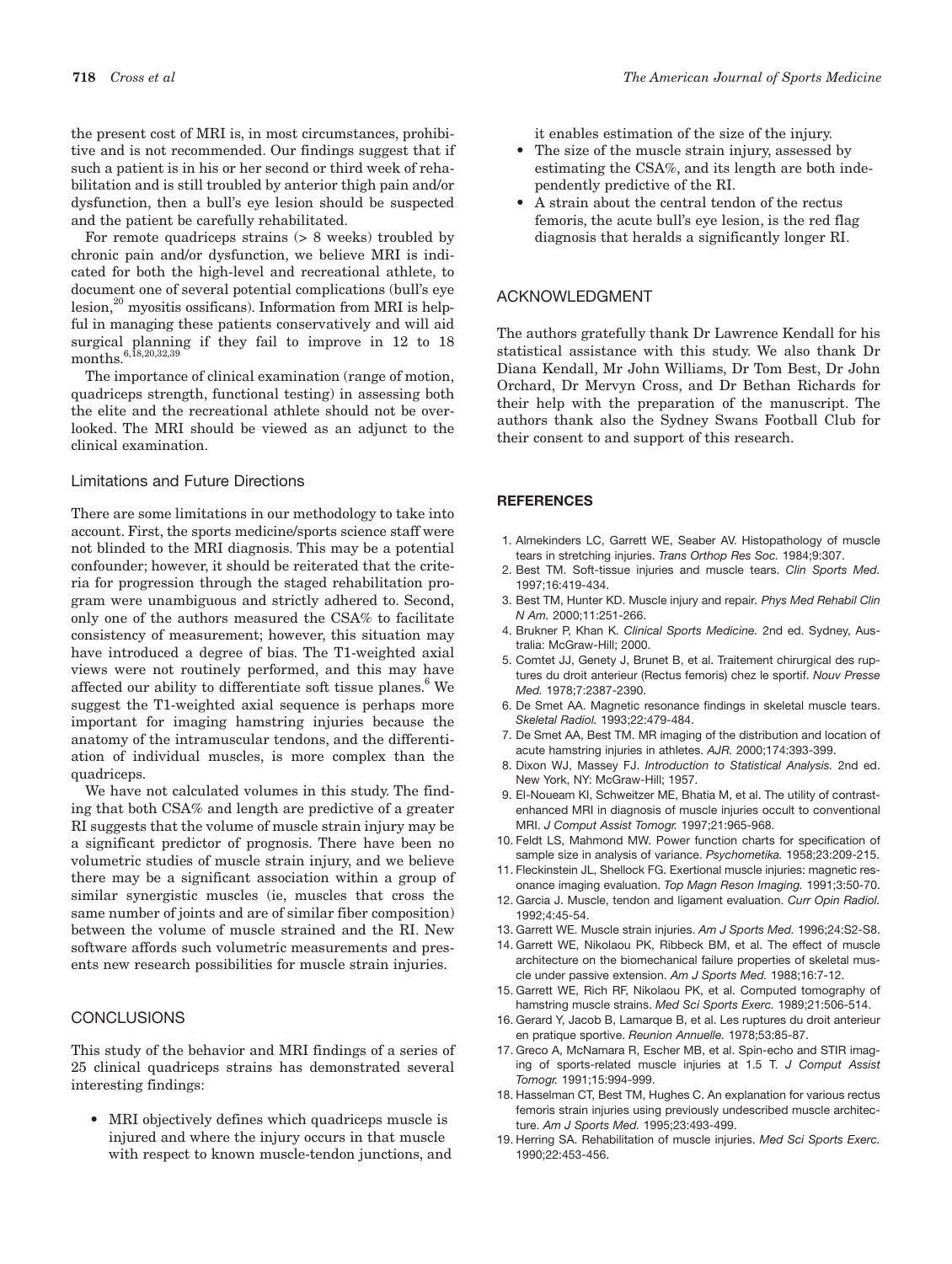the present cost of MRI is, in most circumstances, prohibitive and is not recommended. Our findings suggest that if such a patient is in his or her second or third week of rehabilitation and is still troubled by anterior thigh pain and/or dysfunction, then a bull's eye lesion should be suspected and the patient be carefully rehabilitated.

For remote quadriceps strains (> 8 weeks) troubled by chronic pain and/or dysfunction, we believe MRI is indicated for both the high-level and recreational athlete, to document one of several potential complications (bull's eye lesion,[20] myositis ossificans). Information from MRI is helpful in managing these patients conservatively and will aid surgical planning if they fail to improve in 12 to 18 months.[6,18,20,32,39]

The importance of clinical examination (range of motion, quadriceps strength, functional testing) in assessing both the elite and the recreational athlete should not be overlooked. The MRI should be viewed as an adjunct to the clinical examination.

### Limitations and Future Directions

There are some limitations in our methodology to take into account. First, the sports medicine/sports science staff were not blinded to the MRI diagnosis. This may be a potential confounder; however, it should be reiterated that the criteria for progression through the staged rehabilitation program were unambiguous and strictly adhered to. Second, only one of the authors measured the CSA% to facilitate consistency of measurement; however, this situation may have introduced a degree of bias. The T1-weighted axial views were not routinely performed, and this may have affected our ability to differentiate soft tissue planes.[6] We suggest the T1-weighted axial sequence is perhaps more important for imaging hamstring injuries because the anatomy of the intramuscular tendons, and the differentiation of individual muscles, is more complex than the quadriceps.

We have not calculated volumes in this study. The finding that both CSA% and length are predictive of a greater RI suggests that the volume of muscle strain injury may be a significant predictor of prognosis. There have been no volumetric studies of muscle strain injury, and we believe there may be a significant association within a group of similar synergistic muscles (ie, muscles that cross the same number of joints and are of similar fiber composition) between the volume of muscle strained and the RI. New software affords such volumetric measurements and presents new research possibilities for muscle strain injuries.

## CONCLUSIONS

This study of the behavior and MRI findings of a series of 25 clinical quadriceps strains has demonstrated several interesting findings:

- MRI objectively defines which quadriceps muscle is injured and where the injury occurs in that muscle with respect to known muscle-tendon junctions, and it enables estimation of the size of the injury.
- The size of the muscle strain injury, assessed by estimating the CSA%, and its length are both independently predictive of the RI.
- A strain about the central tendon of the rectus femoris, the acute bull's eye lesion, is the red flag diagnosis that heralds a significantly longer RI.

## ACKNOWLEDGMENT

The authors gratefully thank Dr Lawrence Kendall for his statistical assistance with this study. We also thank Dr Diana Kendall, Mr John Williams, Dr Tom Best, Dr John Orchard, Dr Mervyn Cross, and Dr Bethan Richards for their help with the preparation of the manuscript. The authors thank also the Sydney Swans Football Club for their consent to and support of this research.

## REFERENCES

1. Almekinders LC, Garrett WE, Seaber AV. Histopathology of muscle tears in stretching injuries. *Trans Orthop Res Soc.* 1984;9:307.
2. Best TM. Soft-tissue injuries and muscle tears. *Clin Sports Med.* 1997;16:419-434.
3. Best TM, Hunter KD. Muscle injury and repair. *Phys Med Rehabil Clin N Am.* 2000;11:251-266.
4. Brukner P, Khan K. *Clinical Sports Medicine.* 2nd ed. Sydney, Australia: McGraw-Hill; 2000.
5. Comtet JJ, Genety J, Brunet B, et al. Traitement chirurgical des ruptures du droit anterieur (Rectus femoris) chez le sportif. *Nouv Presse Med.* 1978;7:2387-2390.
6. De Smet AA. Magnetic resonance findings in skeletal muscle tears. *Skeletal Radiol.* 1993;22:479-484.
7. De Smet AA, Best TM. MR imaging of the distribution and location of acute hamstring injuries in athletes. *AJR.* 2000;174:393-399.
8. Dixon WJ, Massey FJ. *Introduction to Statistical Analysis.* 2nd ed. New York, NY: McGraw-Hill; 1957.
9. El-Noueam KI, Schweitzer ME, Bhatia M, et al. The utility of contrast-enhanced MRI in diagnosis of muscle injuries occult to conventional MRI. *J Comput Assist Tomogr.* 1997;21:965-968.
10. Feldt LS, Mahmond MW. Power function charts for specification of sample size in analysis of variance. *Psychometika.* 1958;23:209-215.
11. Fleckinstein JL, Shellock FG. Exertional muscle injuries: magnetic resonance imaging evaluation. *Top Magn Reson Imaging.* 1991;3:50-70.
12. Garcia J. Muscle, tendon and ligament evaluation. *Curr Opin Radiol.* 1992;4:45-54.
13. Garrett WE. Muscle strain injuries. *Am J Sports Med.* 1996;24:S2-S8.
14. Garrett WE, Nikolaou PK, Ribbeck BM, et al. The effect of muscle architecture on the biomechanical failure properties of skeletal muscle under passive extension. *Am J Sports Med.* 1988;16:7-12.
15. Garrett WE, Rich RF, Nikolaou PK, et al. Computed tomography of hamstring muscle strains. *Med Sci Sports Exerc.* 1989;21:506-514.
16. Gerard Y, Jacob B, Lamarque B, et al. Les ruptures du droit anterieur en pratique sportive. *Reunion Annuelle.* 1978;53:85-87.
17. Greco A, McNamara R, Escher MB, et al. Spin-echo and STIR imaging of sports-related muscle injuries at 1.5 T. *J Comput Assist Tomogr.* 1991;15:994-999.
18. Hasselman CT, Best TM, Hughes C. An explanation for various rectus femoris strain injuries using previously undescribed muscle architecture. *Am J Sports Med.* 1995;23:493-499.
19. Herring SA. Rehabilitation of muscle injuries. *Med Sci Sports Exerc.* 1990;22:453-456.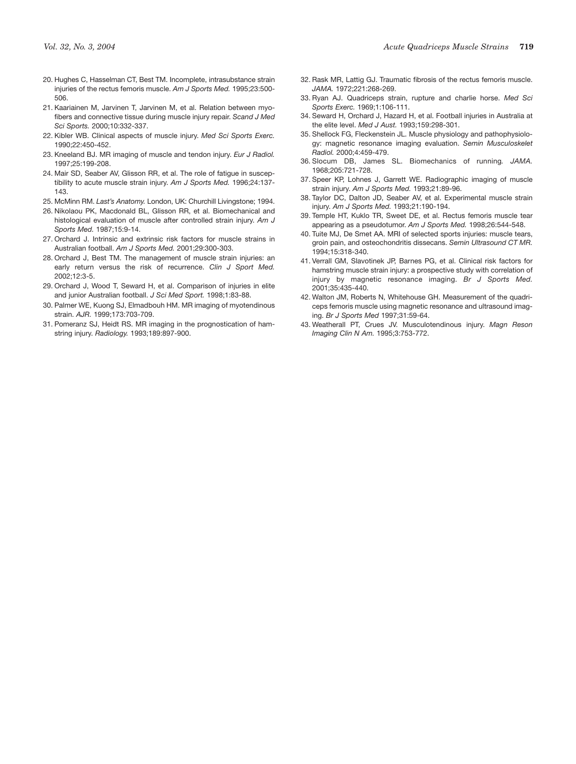20. Hughes C, Hasselman CT, Best TM. Incomplete, intrasubstance strain injuries of the rectus femoris muscle. *Am J Sports Med.* 1995;23:500-506.
21. Kaariainen M, Jarvinen T, Jarvinen M, et al. Relation between myofibers and connective tissue during muscle injury repair. *Scand J Med Sci Sports.* 2000;10:332-337.
22. Kibler WB. Clinical aspects of muscle injury. *Med Sci Sports Exerc.* 1990;22:450-452.
23. Kneeland BJ. MR imaging of muscle and tendon injury. *Eur J Radiol.* 1997;25:199-208.
24. Mair SD, Seaber AV, Glisson RR, et al. The role of fatigue in susceptibility to acute muscle strain injury. *Am J Sports Med.* 1996;24:137-143.
25. McMinn RM. *Last's Anatomy.* London, UK: Churchill Livingstone; 1994.
26. Nikolaou PK, Macdonald BL, Glisson RR, et al. Biomechanical and histological evaluation of muscle after controlled strain injury. *Am J Sports Med.* 1987;15:9-14.
27. Orchard J. Intrinsic and extrinsic risk factors for muscle strains in Australian football. *Am J Sports Med.* 2001;29:300-303.
28. Orchard J, Best TM. The management of muscle strain injuries: an early return versus the risk of recurrence. *Clin J Sport Med.* 2002;12:3-5.
29. Orchard J, Wood T, Seward H, et al. Comparison of injuries in elite and junior Australian football. *J Sci Med Sport.* 1998;1:83-88.
30. Palmer WE, Kuong SJ, Elmadbouh HM. MR imaging of myotendinous strain. *AJR.* 1999;173:703-709.
31. Pomeranz SJ, Heidt RS. MR imaging in the prognostication of hamstring injury. *Radiology.* 1993;189:897-900.
32. Rask MR, Lattig GJ. Traumatic fibrosis of the rectus femoris muscle. *JAMA.* 1972;221:268-269.
33. Ryan AJ. Quadriceps strain, rupture and charlie horse. *Med Sci Sports Exerc.* 1969;1:106-111.
34. Seward H, Orchard J, Hazard H, et al. Football injuries in Australia at the elite level. *Med J Aust.* 1993;159:298-301.
35. Shellock FG, Fleckenstein JL. Muscle physiology and pathophysiology: magnetic resonance imaging evaluation. *Semin Musculoskelet Radiol.* 2000;4:459-479.
36. Slocum DB, James SL. Biomechanics of running. *JAMA.* 1968;205:721-728.
37. Speer KP, Lohnes J, Garrett WE. Radiographic imaging of muscle strain injury. *Am J Sports Med.* 1993;21:89-96.
38. Taylor DC, Dalton JD, Seaber AV, et al. Experimental muscle strain injury. *Am J Sports Med.* 1993;21:190-194.
39. Temple HT, Kuklo TR, Sweet DE, et al. Rectus femoris muscle tear appearing as a pseudotumor. *Am J Sports Med.* 1998;26:544-548.
40. Tuite MJ, De Smet AA. MRI of selected sports injuries: muscle tears, groin pain, and osteochondritis dissecans. *Semin Ultrasound CT MR.* 1994;15:318-340.
41. Verrall GM, Slavotinek JP, Barnes PG, et al. Clinical risk factors for hamstring muscle strain injury: a prospective study with correlation of injury by magnetic resonance imaging. *Br J Sports Med.* 2001;35:435-440.
42. Walton JM, Roberts N, Whitehouse GH. Measurement of the quadriceps femoris muscle using magnetic resonance and ultrasound imaging. *Br J Sports Med* 1997;31:59-64.
43. Weatherall PT, Crues JV. Musculotendinous injury. *Magn Reson Imaging Clin N Am.* 1995;3:753-772.